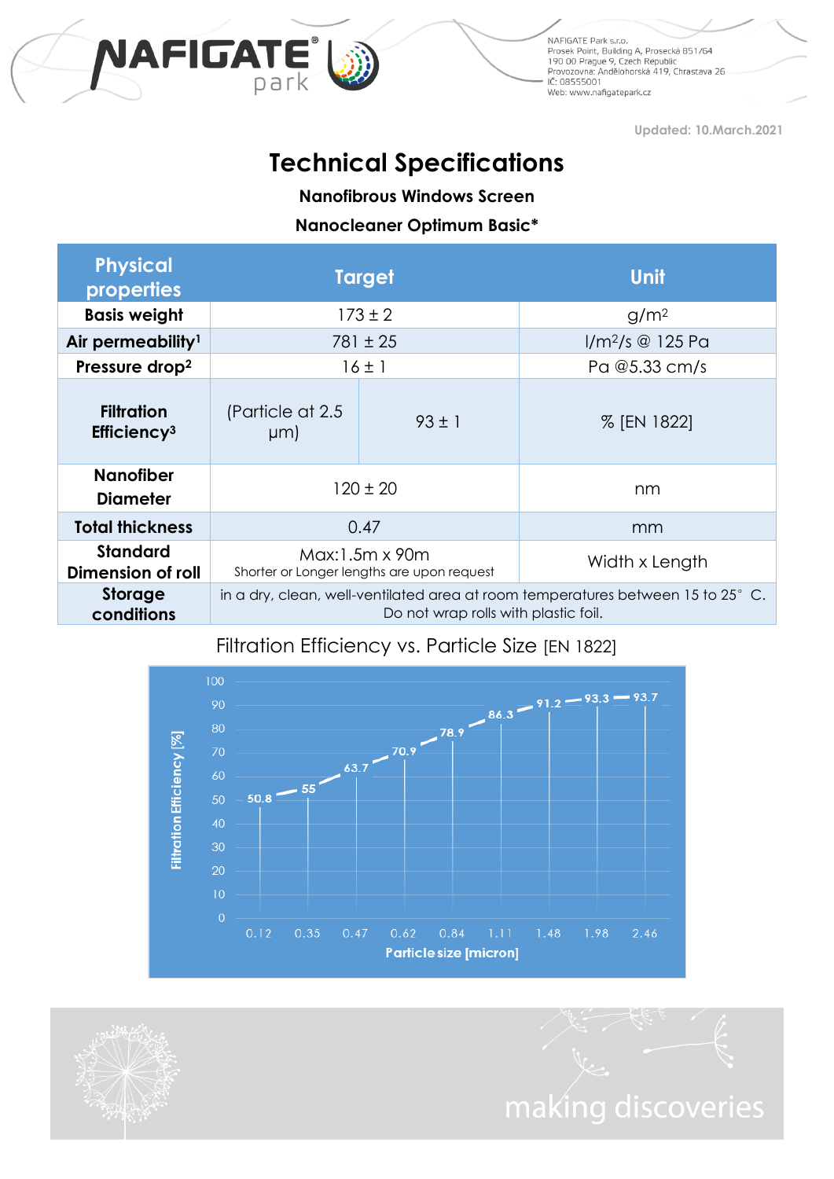NAFIGATE Park s.r.o.
Prosek Point, Building A, Prosecká 851/64
190 00 Prague 9, Czech Republic
Provozovna: Andělohorská 419, Chrastava 26
IČ: 08555001
Web: www.nafigatepark.cz

Updated: 10.March.2021

# Technical Specifications

### Nanofibrous Windows Screen

### Nanocleaner Optimum Basic*

| Physical properties | Target | | Unit |
|---|---|---|---|
| **Basis weight** | 173 ± 2 | | g/m² |
| **Air permeability**[1] | 781 ± 25 | | l/m²/s @ 125 Pa |
| **Pressure drop**[2] | 16 ± 1 | | Pa @5.33 cm/s |
| **Filtration Efficiency**[3] | (Particle at 2.5 μm) | 93 ± 1 | % [EN 1822] |
| **Nanofiber Diameter** | 120 ± 20 | | nm |
| **Total thickness** | 0.47 | | mm |
| **Standard Dimension of roll** | Max:1.5m x 90m<br>Shorter or Longer lengths are upon request | | Width x Length |
| **Storage conditions** | in a dry, clean, well-ventilated area at room temperatures between 15 to 25° C. Do not wrap rolls with plastic foil. | | |

## Filtration Efficiency vs. Particle Size [EN 1822]

| Particle size [micron] | 0.12 | 0.35 | 0.47 | 0.62 | 0.84 | 1.11 | 1.48 | 1.98 | 2.46 |
|---|---|---|---|---|---|---|---|---|---|
| Filtration Efficiency [%] | 50.8 | 55 | 63.7 | 70.9 | 78.9 | 86.3 | 91.2 | 93.3 | 93.7 |

making discoveries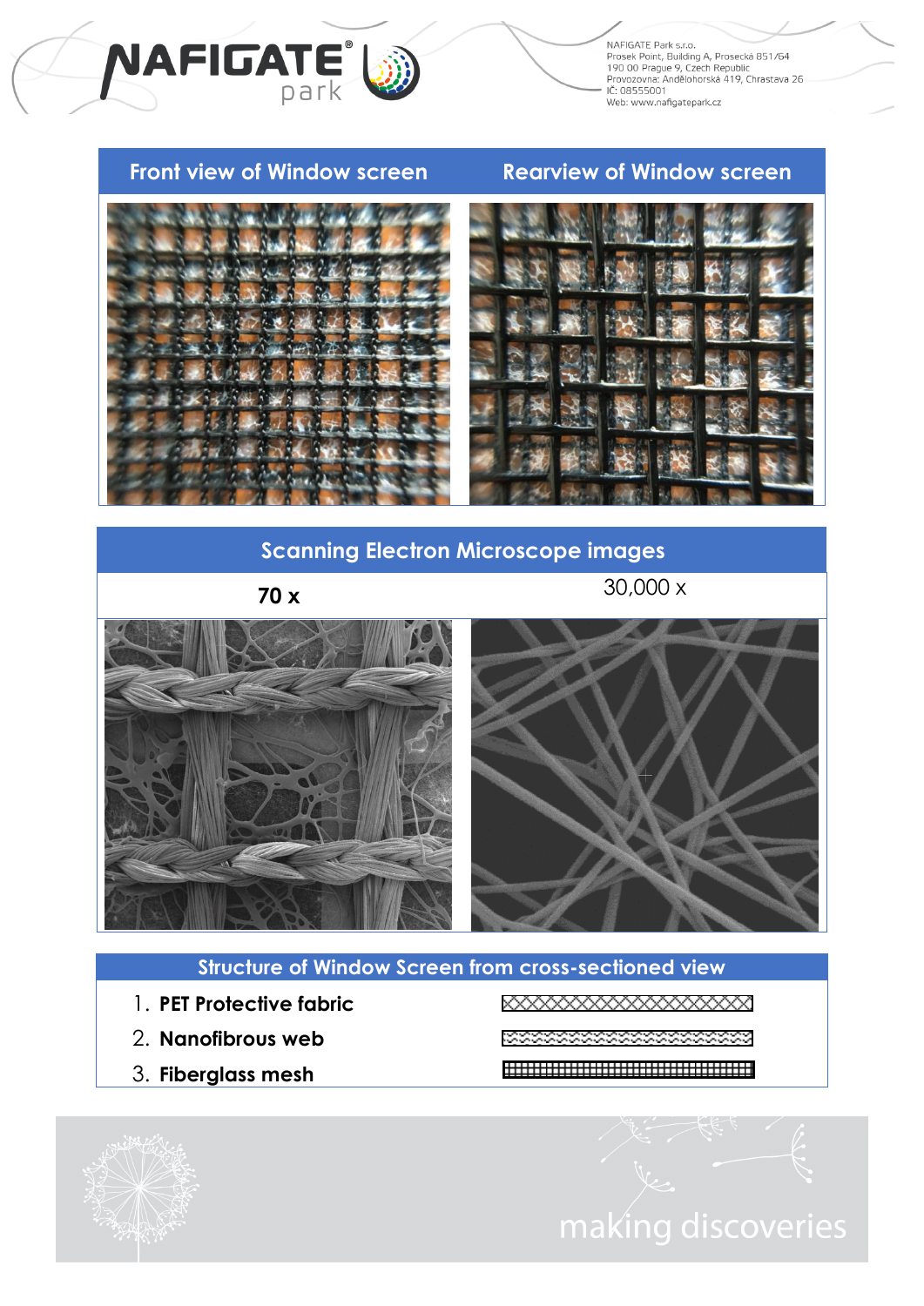| Front view of Window screen | Rearview of Window screen |
| --- | --- |

## Scanning Electron Microscope images

| 70 x | 30,000 x |
| --- | --- |

## Structure of Window Screen from cross-sectioned view

1. **PET Protective fabric**
2. **Nanofibrous web**
3. **Fiberglass mesh**

making discoveries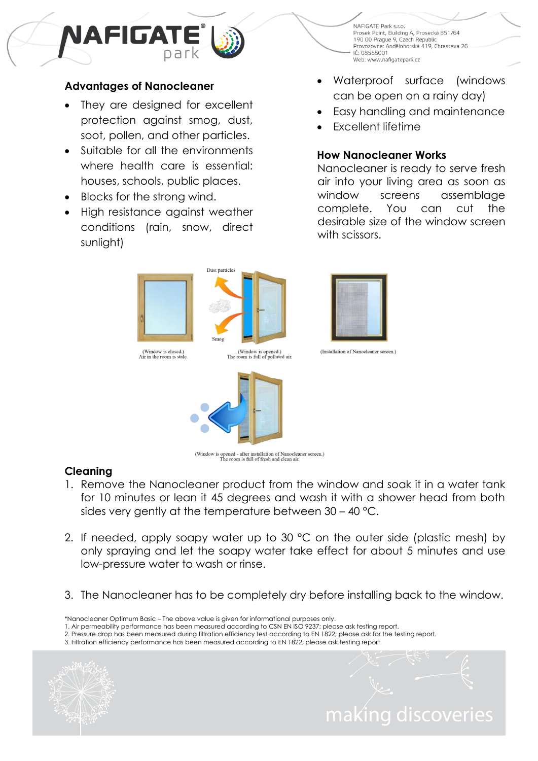## Advantages of Nanocleaner

- They are designed for excellent protection against smog, dust, soot, pollen, and other particles.
- Suitable for all the environments where health care is essential: houses, schools, public places.
- Blocks for the strong wind.
- High resistance against weather conditions (rain, snow, direct sunlight)
- Waterproof surface (windows can be open on a rainy day)
- Easy handling and maintenance
- Excellent lifetime

## How Nanocleaner Works

Nanocleaner is ready to serve fresh air into your living area as soon as window screens assemblage complete. You can cut the desirable size of the window screen with scissors.

Dust particles

Smog

(Window is closed.)
Air in the room is stale.

(Window is opened.)
The room is full of polluted air.

(Installation of Nanocleaner screen.)

(Window is opened - after installation of Nanocleaner screen.)
The room is full of fresh and clean air.

## Cleaning

1. Remove the Nanocleaner product from the window and soak it in a water tank for 10 minutes or lean it 45 degrees and wash it with a shower head from both sides very gently at the temperature between 30 – 40 °C.

2. If needed, apply soapy water up to 30 °C on the outer side (plastic mesh) by only spraying and let the soapy water take effect for about 5 minutes and use low-pressure water to wash or rinse.

3. The Nanocleaner has to be completely dry before installing back to the window.

*Nanocleaner Optimum Basic – The above value is given for informational purposes only.
1. Air permeability performance has been measured according to CSN EN ISO 9237; please ask testing report.
2. Pressure drop has been measured during filtration efficiency test according to EN 1822; please ask for the testing report.
3. Filtration efficiency performance has been measured according to EN 1822; please ask testing report.

making discoveries